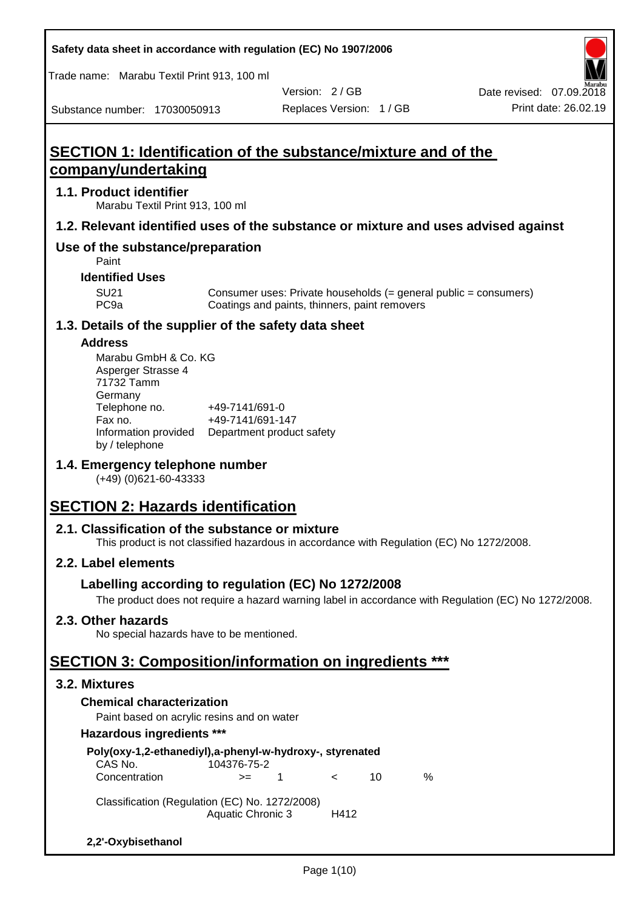# SECTION 1: Identification of the substance/mixture and of the company/undertaking

## 1.1. Product identifier

Marabu Textil Print 913, 100 ml

## 1.2. Relevant identified uses of the substance or mixture and uses advised against

## Use of the substance/preparation

Paint

### Identified Uses

| | |
|---|---|
| SU21 | Consumer uses: Private households (= general public = consumers) |
| PC9a | Coatings and paints, thinners, paint removers |

## 1.3. Details of the supplier of the safety data sheet

### Address

Marabu GmbH & Co. KG
Asperger Strasse 4
71732 Tamm
Germany

| | |
|---|---|
| Telephone no. | +49-7141/691-0 |
| Fax no. | +49-7141/691-147 |
| Information provided by / telephone | Department product safety |

## 1.4. Emergency telephone number

(+49) (0)621-60-43333

# SECTION 2: Hazards identification

## 2.1. Classification of the substance or mixture

This product is not classified hazardous in accordance with Regulation (EC) No 1272/2008.

## 2.2. Label elements

### Labelling according to regulation (EC) No 1272/2008

The product does not require a hazard warning label in accordance with Regulation (EC) No 1272/2008.

## 2.3. Other hazards

No special hazards have to be mentioned.

# SECTION 3: Composition/information on ingredients ***

## 3.2. Mixtures

### Chemical characterization

Paint based on acrylic resins and on water

### Hazardous ingredients ***

**Poly(oxy-1,2-ethanediyl),a-phenyl-w-hydroxy-, styrenated**

| | | | | | |
|---|---|---|---|---|---|
| CAS No. | 104376-75-2 | | | | |
| Concentration | >= | 1 | < | 10 | % |

Classification (Regulation (EC) No. 1272/2008)

| | |
|---|---|
| Aquatic Chronic 3 | H412 |

**2,2'-Oxybisethanol**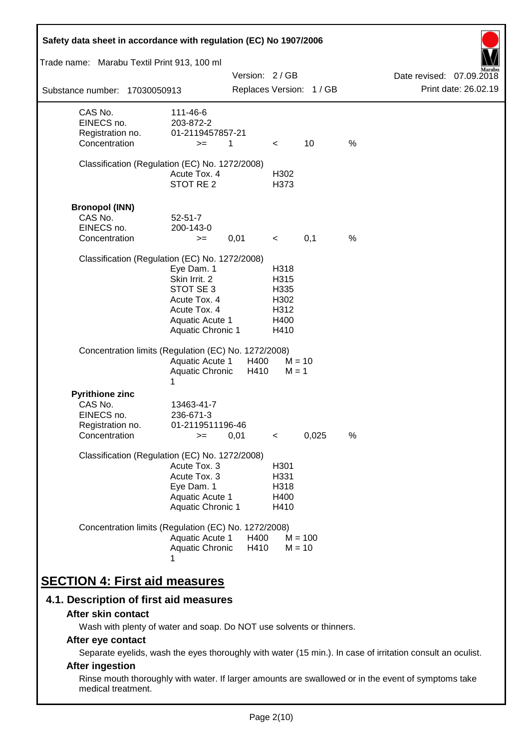| | | | | | |
|---|---|---|---|---|---|
| CAS No. | 111-46-6 | | | | |
| EINECS no. | 203-872-2 | | | | |
| Registration no. | 01-2119457857-21 | | | | |
| Concentration | >= | 1 | < | 10 | % |

Classification (Regulation (EC) No. 1272/2008)

| | |
|---|---|
| Acute Tox. 4 | H302 |
| STOT RE 2 | H373 |

**Bronopol (INN)**

| | | | | | |
|---|---|---|---|---|---|
| CAS No. | 52-51-7 | | | | |
| EINECS no. | 200-143-0 | | | | |
| Concentration | >= | 0,01 | < | 0,1 | % |

Classification (Regulation (EC) No. 1272/2008)

| | |
|---|---|
| Eye Dam. 1 | H318 |
| Skin Irrit. 2 | H315 |
| STOT SE 3 | H335 |
| Acute Tox. 4 | H302 |
| Acute Tox. 4 | H312 |
| Aquatic Acute 1 | H400 |
| Aquatic Chronic 1 | H410 |

Concentration limits (Regulation (EC) No. 1272/2008)

| | | |
|---|---|---|
| Aquatic Acute 1 | H400 | M = 10 |
| Aquatic Chronic 1 | H410 | M = 1 |

**Pyrithione zinc**

| | | | | | |
|---|---|---|---|---|---|
| CAS No. | 13463-41-7 | | | | |
| EINECS no. | 236-671-3 | | | | |
| Registration no. | 01-2119511196-46 | | | | |
| Concentration | >= | 0,01 | < | 0,025 | % |

Classification (Regulation (EC) No. 1272/2008)

| | |
|---|---|
| Acute Tox. 3 | H301 |
| Acute Tox. 3 | H331 |
| Eye Dam. 1 | H318 |
| Aquatic Acute 1 | H400 |
| Aquatic Chronic 1 | H410 |

Concentration limits (Regulation (EC) No. 1272/2008)

| | | |
|---|---|---|
| Aquatic Acute 1 | H400 | M = 100 |
| Aquatic Chronic 1 | H410 | M = 10 |

# SECTION 4: First aid measures

## 4.1. Description of first aid measures

### After skin contact

Wash with plenty of water and soap. Do NOT use solvents or thinners.

### After eye contact

Separate eyelids, wash the eyes thoroughly with water (15 min.). In case of irritation consult an oculist.

### After ingestion

Rinse mouth thoroughly with water. If larger amounts are swallowed or in the event of symptoms take medical treatment.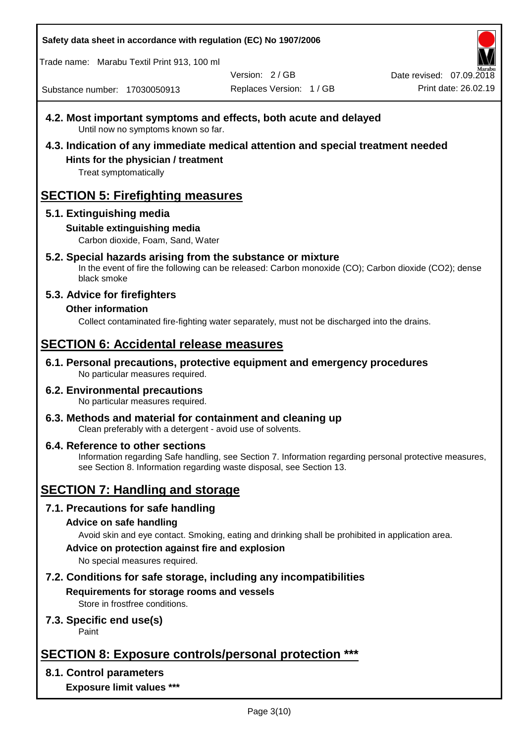### 4.2. Most important symptoms and effects, both acute and delayed

Until now no symptoms known so far.

### 4.3. Indication of any immediate medical attention and special treatment needed

**Hints for the physician / treatment**

Treat symptomatically

## SECTION 5: Firefighting measures

### 5.1. Extinguishing media

**Suitable extinguishing media**

Carbon dioxide, Foam, Sand, Water

### 5.2. Special hazards arising from the substance or mixture

In the event of fire the following can be released: Carbon monoxide (CO); Carbon dioxide ($CO_2$); dense black smoke

### 5.3. Advice for firefighters

**Other information**

Collect contaminated fire-fighting water separately, must not be discharged into the drains.

## SECTION 6: Accidental release measures

### 6.1. Personal precautions, protective equipment and emergency procedures

No particular measures required.

### 6.2. Environmental precautions

No particular measures required.

### 6.3. Methods and material for containment and cleaning up

Clean preferably with a detergent - avoid use of solvents.

### 6.4. Reference to other sections

Information regarding Safe handling, see Section 7. Information regarding personal protective measures, see Section 8. Information regarding waste disposal, see Section 13.

## SECTION 7: Handling and storage

### 7.1. Precautions for safe handling

**Advice on safe handling**

Avoid skin and eye contact. Smoking, eating and drinking shall be prohibited in application area.

**Advice on protection against fire and explosion**

No special measures required.

### 7.2. Conditions for safe storage, including any incompatibilities

**Requirements for storage rooms and vessels**

Store in frostfree conditions.

### 7.3. Specific end use(s)

Paint

## SECTION 8: Exposure controls/personal protection ***

### 8.1. Control parameters

**Exposure limit values ***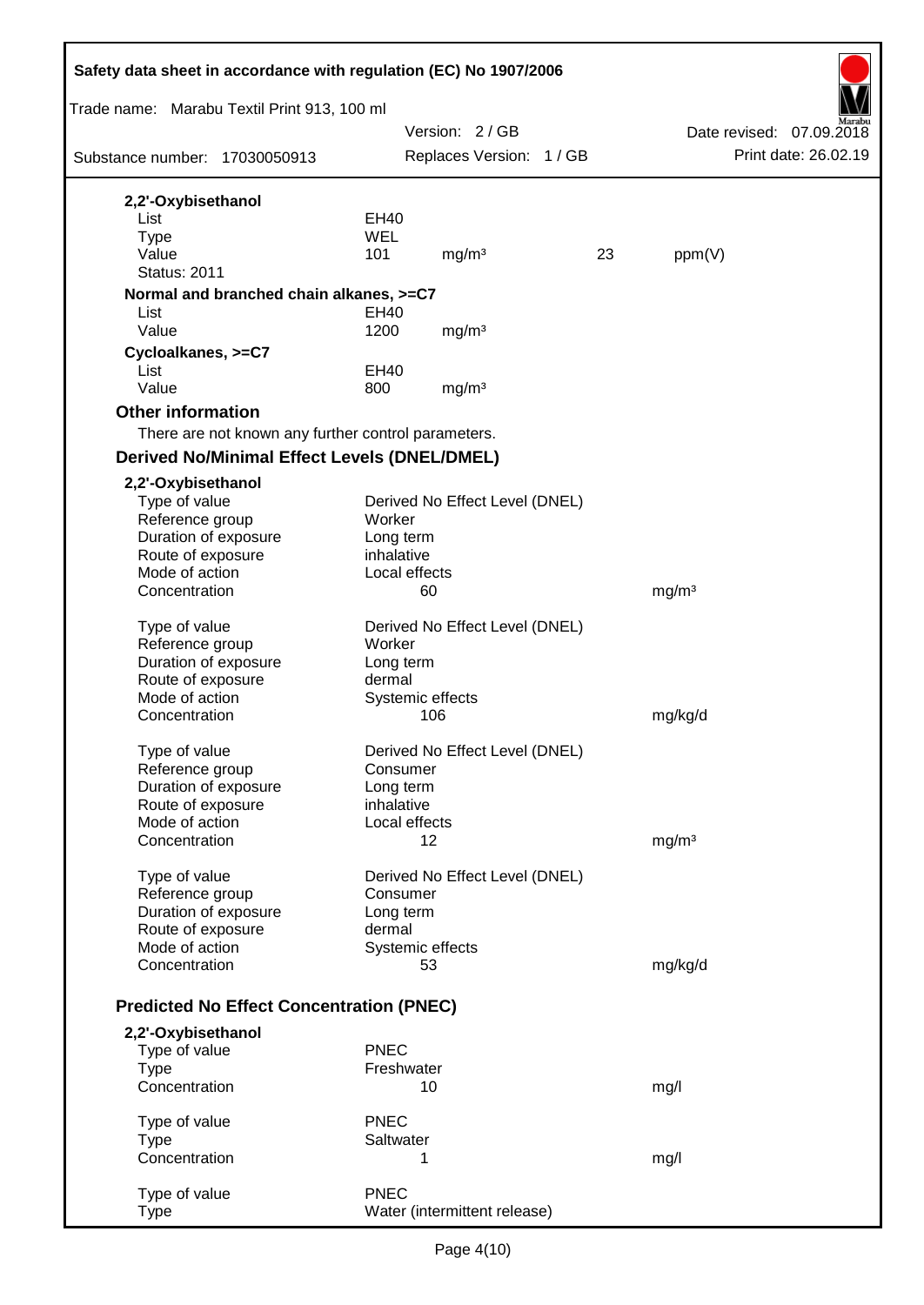**2,2'-Oxybisethanol**

| | | | | |
|---|---|---|---|---|
| List | EH40 | | | |
| Type | WEL | | | |
| Value | 101 | mg/m³ | 23 | ppm(V) |
| Status: 2011 | | | | |

**Normal and branched chain alkanes, >=C7**

| | | |
|---|---|---|
| List | EH40 | |
| Value | 1200 | mg/m³ |

**Cycloalkanes, >=C7**

| | | |
|---|---|---|
| List | EH40 | |
| Value | 800 | mg/m³ |

### Other information

There are not known any further control parameters.

### Derived No/Minimal Effect Levels (DNEL/DMEL)

**2,2'-Oxybisethanol**

| | | |
|---|---|---|
| Type of value | Derived No Effect Level (DNEL) | |
| Reference group | Worker | |
| Duration of exposure | Long term | |
| Route of exposure | inhalative | |
| Mode of action | Local effects | |
| Concentration | 60 | mg/m³ |

| | | |
|---|---|---|
| Type of value | Derived No Effect Level (DNEL) | |
| Reference group | Worker | |
| Duration of exposure | Long term | |
| Route of exposure | dermal | |
| Mode of action | Systemic effects | |
| Concentration | 106 | mg/kg/d |

| | | |
|---|---|---|
| Type of value | Derived No Effect Level (DNEL) | |
| Reference group | Consumer | |
| Duration of exposure | Long term | |
| Route of exposure | inhalative | |
| Mode of action | Local effects | |
| Concentration | 12 | mg/m³ |

| | | |
|---|---|---|
| Type of value | Derived No Effect Level (DNEL) | |
| Reference group | Consumer | |
| Duration of exposure | Long term | |
| Route of exposure | dermal | |
| Mode of action | Systemic effects | |
| Concentration | 53 | mg/kg/d |

### Predicted No Effect Concentration (PNEC)

**2,2'-Oxybisethanol**

| | | |
|---|---|---|
| Type of value | PNEC | |
| Type | Freshwater | |
| Concentration | 10 | mg/l |

| | | |
|---|---|---|
| Type of value | PNEC | |
| Type | Saltwater | |
| Concentration | 1 | mg/l |

| | |
|---|---|
| Type of value | PNEC |
| Type | Water (intermittent release) |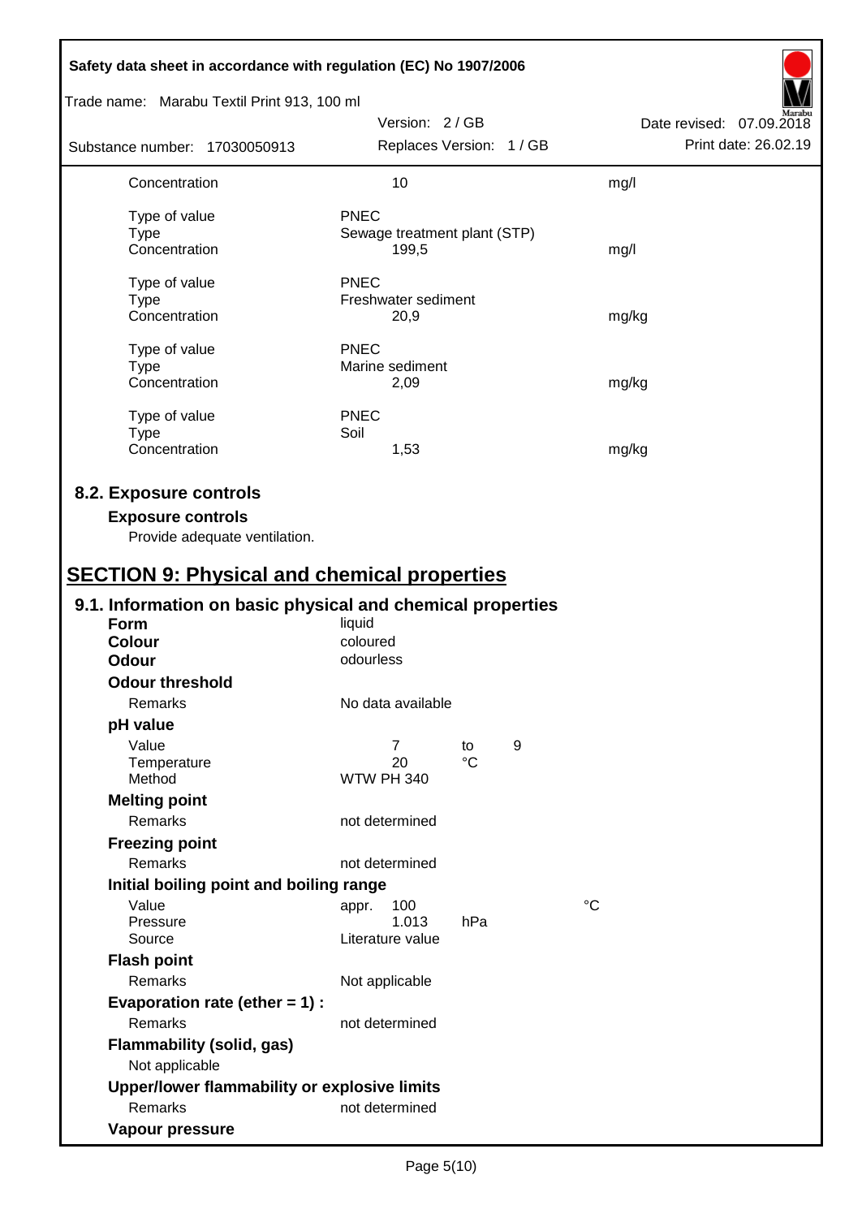| | | |
|---|---|---|
| Concentration | 10 | mg/l |
| | | |
| Type of value | PNEC | |
| Type | Sewage treatment plant (STP) | |
| Concentration | 199,5 | mg/l |
| | | |
| Type of value | PNEC | |
| Type | Freshwater sediment | |
| Concentration | 20,9 | mg/kg |
| | | |
| Type of value | PNEC | |
| Type | Marine sediment | |
| Concentration | 2,09 | mg/kg |
| | | |
| Type of value | PNEC | |
| Type | Soil | |
| Concentration | 1,53 | mg/kg |

## 8.2. Exposure controls

### Exposure controls

Provide adequate ventilation.

# SECTION 9: Physical and chemical properties

## 9.1. Information on basic physical and chemical properties

| | |
|---|---|
| **Form** | liquid |
| **Colour** | coloured |
| **Odour** | odourless |

**Odour threshold**

| | |
|---|---|
| Remarks | No data available |

**pH value**

| | | | |
|---|---|---|---|
| Value | 7 | to | 9 |
| Temperature | 20 | °C | |
| Method | WTW PH 340 | | |

**Melting point**

| | |
|---|---|
| Remarks | not determined |

**Freezing point**

| | |
|---|---|
| Remarks | not determined |

**Initial boiling point and boiling range**

| | | |
|---|---|---|
| Value | appr. 100 | °C |
| Pressure | 1.013 hPa | |
| Source | Literature value | |

**Flash point**

| | |
|---|---|
| Remarks | Not applicable |

**Evaporation rate (ether = 1) :**

| | |
|---|---|
| Remarks | not determined |

**Flammability (solid, gas)**

Not applicable

**Upper/lower flammability or explosive limits**

| | |
|---|---|
| Remarks | not determined |

**Vapour pressure**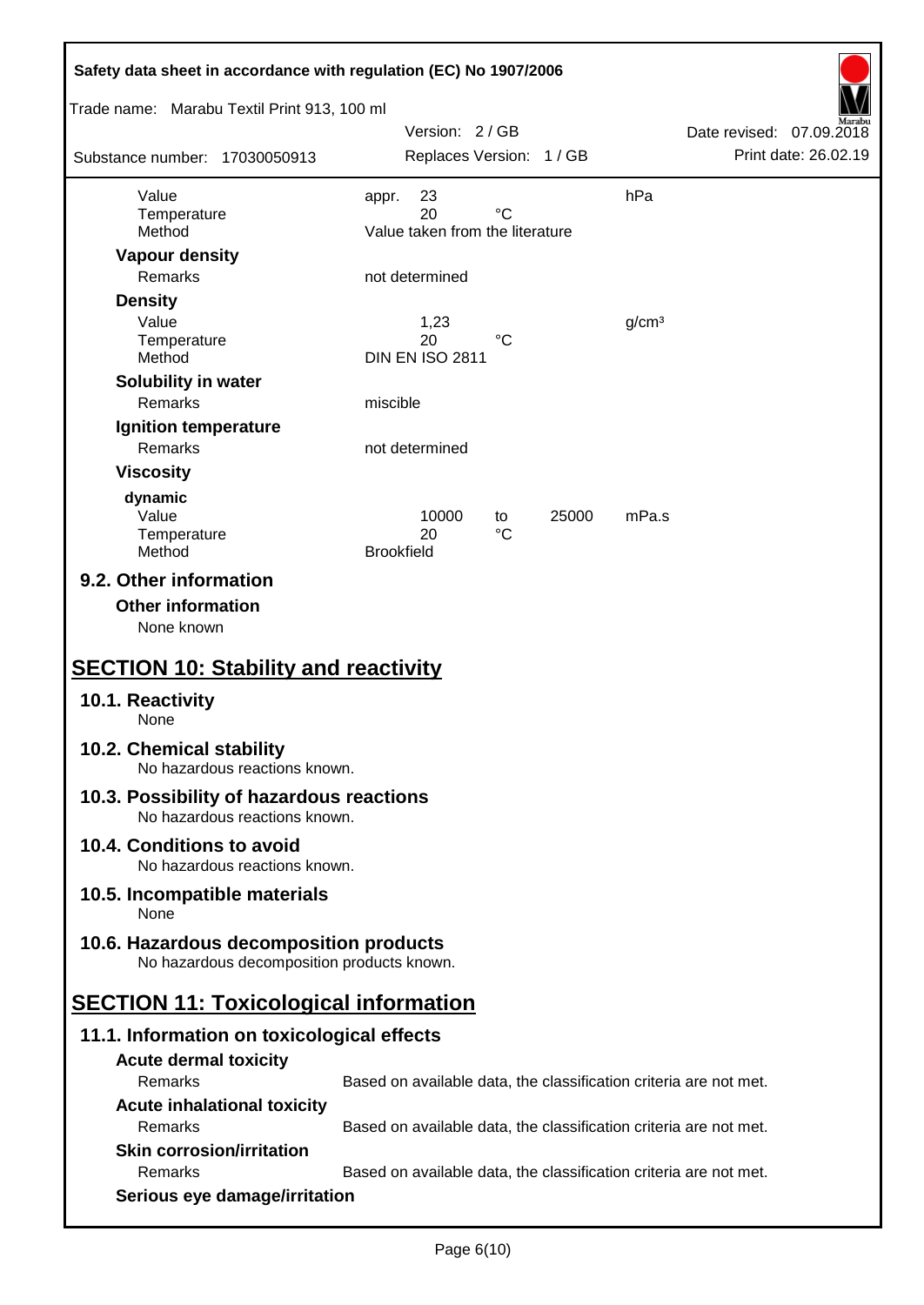| | | | | |
|---|---|---|---|---|
| Value | appr. 23 | | | hPa |
| Temperature | 20 | °C | | |
| Method | Value taken from the literature | | | |

**Vapour density**

| | |
|---|---|
| Remarks | not determined |

**Density**

| | | | |
|---|---|---|---|
| Value | 1,23 | | g/cm³ |
| Temperature | 20 | °C | |
| Method | DIN EN ISO 2811 | | |

**Solubility in water**

| | |
|---|---|
| Remarks | miscible |

**Ignition temperature**

| | |
|---|---|
| Remarks | not determined |

**Viscosity**

**dynamic**

| | | | | |
|---|---|---|---|---|
| Value | 10000 | to | 25000 | mPa.s |
| Temperature | 20 | °C | | |
| Method | Brookfield | | | |

## 9.2. Other information

**Other information**

None known

# SECTION 10: Stability and reactivity

## 10.1. Reactivity

None

## 10.2. Chemical stability

No hazardous reactions known.

## 10.3. Possibility of hazardous reactions

No hazardous reactions known.

## 10.4. Conditions to avoid

No hazardous reactions known.

## 10.5. Incompatible materials

None

## 10.6. Hazardous decomposition products

No hazardous decomposition products known.

# SECTION 11: Toxicological information

## 11.1. Information on toxicological effects

**Acute dermal toxicity**

| | |
|---|---|
| Remarks | Based on available data, the classification criteria are not met. |

**Acute inhalational toxicity**

| | |
|---|---|
| Remarks | Based on available data, the classification criteria are not met. |

**Skin corrosion/irritation**

| | |
|---|---|
| Remarks | Based on available data, the classification criteria are not met. |

**Serious eye damage/irritation**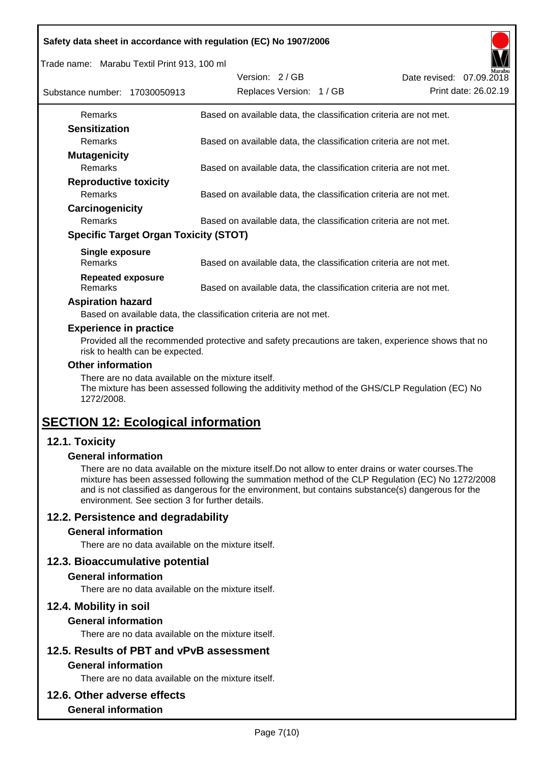| | |
|---|---|
| Remarks | Based on available data, the classification criteria are not met. |

**Sensitization**

| | |
|---|---|
| Remarks | Based on available data, the classification criteria are not met. |

**Mutagenicity**

| | |
|---|---|
| Remarks | Based on available data, the classification criteria are not met. |

**Reproductive toxicity**

| | |
|---|---|
| Remarks | Based on available data, the classification criteria are not met. |

**Carcinogenicity**

| | |
|---|---|
| Remarks | Based on available data, the classification criteria are not met. |

**Specific Target Organ Toxicity (STOT)**

**Single exposure**

| | |
|---|---|
| Remarks | Based on available data, the classification criteria are not met. |

**Repeated exposure**

| | |
|---|---|
| Remarks | Based on available data, the classification criteria are not met. |

**Aspiration hazard**

Based on available data, the classification criteria are not met.

**Experience in practice**

Provided all the recommended protective and safety precautions are taken, experience shows that no risk to health can be expected.

**Other information**

There are no data available on the mixture itself.
The mixture has been assessed following the additivity method of the GHS/CLP Regulation (EC) No 1272/2008.

# SECTION 12: Ecological information

## 12.1. Toxicity

### General information

There are no data available on the mixture itself.Do not allow to enter drains or water courses.The mixture has been assessed following the summation method of the CLP Regulation (EC) No 1272/2008 and is not classified as dangerous for the environment, but contains substance(s) dangerous for the environment. See section 3 for further details.

## 12.2. Persistence and degradability

### General information

There are no data available on the mixture itself.

## 12.3. Bioaccumulative potential

### General information

There are no data available on the mixture itself.

## 12.4. Mobility in soil

### General information

There are no data available on the mixture itself.

## 12.5. Results of PBT and vPvB assessment

### General information

There are no data available on the mixture itself.

## 12.6. Other adverse effects

### General information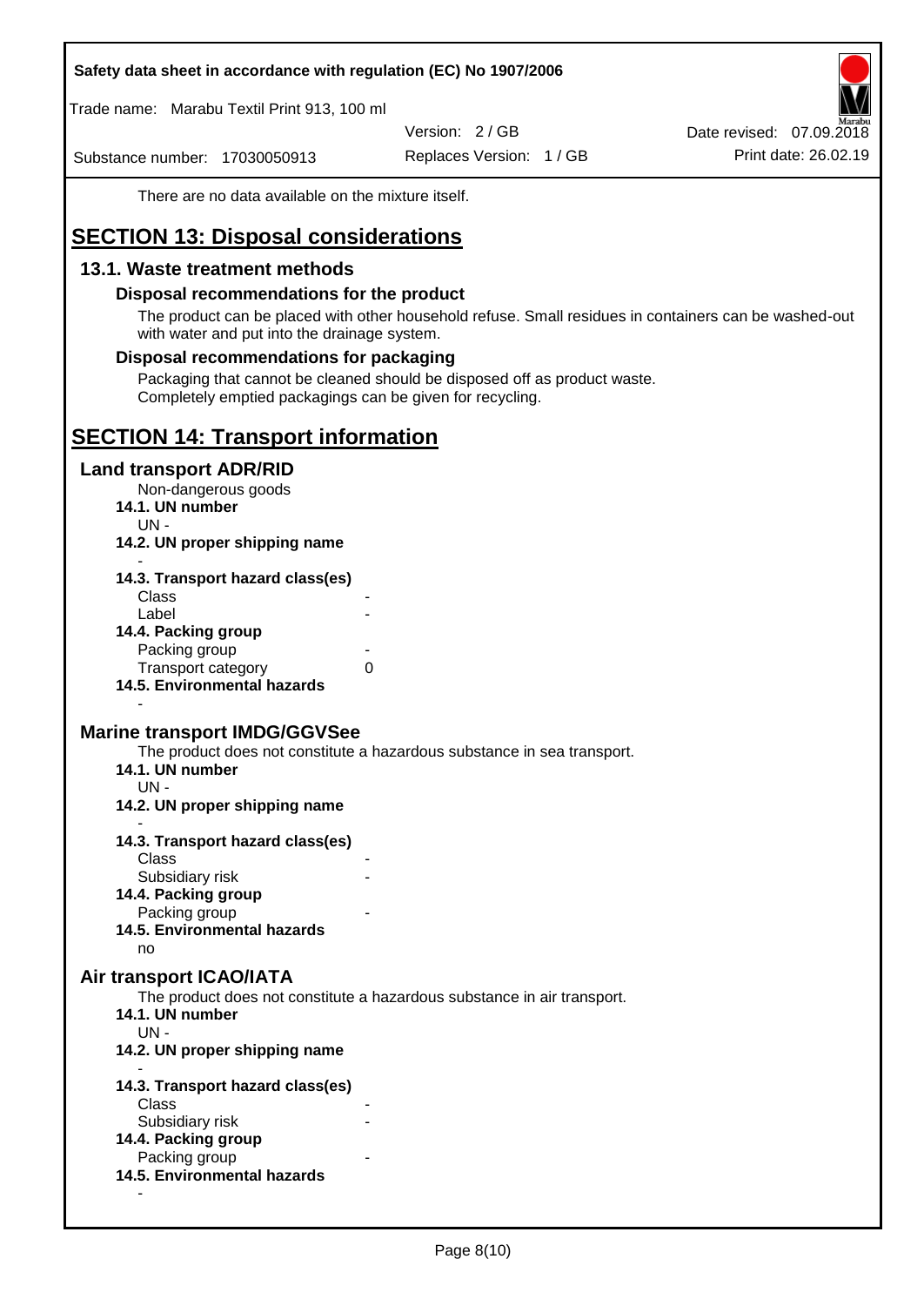There are no data available on the mixture itself.

# SECTION 13: Disposal considerations

## 13.1. Waste treatment methods

### Disposal recommendations for the product

The product can be placed with other household refuse. Small residues in containers can be washed-out with water and put into the drainage system.

### Disposal recommendations for packaging

Packaging that cannot be cleaned should be disposed off as product waste.
Completely emptied packagings can be given for recycling.

# SECTION 14: Transport information

## Land transport ADR/RID

Non-dangerous goods

**14.1. UN number**

UN -

**14.2. UN proper shipping name**

-

**14.3. Transport hazard class(es)**

Class -
Label -

**14.4. Packing group**

Packing group -
Transport category 0

**14.5. Environmental hazards**

-

## Marine transport IMDG/GGVSee

The product does not constitute a hazardous substance in sea transport.

**14.1. UN number**

UN -

**14.2. UN proper shipping name**

-

**14.3. Transport hazard class(es)**

Class -
Subsidiary risk -

**14.4. Packing group**

Packing group -

**14.5. Environmental hazards**

no

## Air transport ICAO/IATA

The product does not constitute a hazardous substance in air transport.

**14.1. UN number**

UN -

**14.2. UN proper shipping name**

-

**14.3. Transport hazard class(es)**

Class -
Subsidiary risk -

**14.4. Packing group**

Packing group -

**14.5. Environmental hazards**

-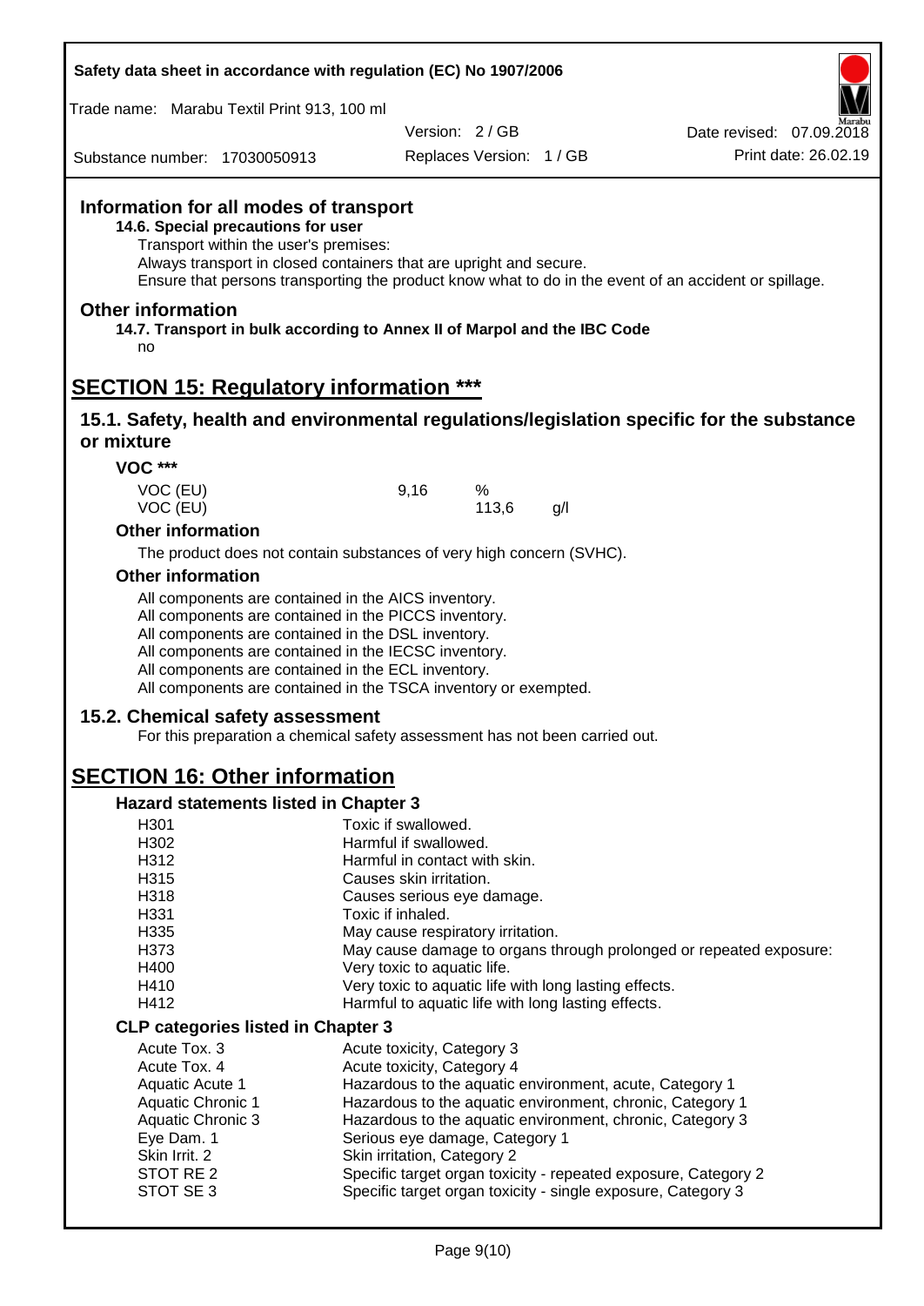## Information for all modes of transport

**14.6. Special precautions for user**

Transport within the user's premises:
Always transport in closed containers that are upright and secure.
Ensure that persons transporting the product know what to do in the event of an accident or spillage.

## Other information

**14.7. Transport in bulk according to Annex II of Marpol and the IBC Code**

no

# SECTION 15: Regulatory information ***

## 15.1. Safety, health and environmental regulations/legislation specific for the substance or mixture

### VOC ***

| | | | |
|---|---|---|---|
| VOC (EU) | 9,16 | % | |
| VOC (EU) | | 113,6 | g/l |

### Other information

The product does not contain substances of very high concern (SVHC).

### Other information

All components are contained in the AICS inventory.
All components are contained in the PICCS inventory.
All components are contained in the DSL inventory.
All components are contained in the IECSC inventory.
All components are contained in the ECL inventory.
All components are contained in the TSCA inventory or exempted.

## 15.2. Chemical safety assessment

For this preparation a chemical safety assessment has not been carried out.

# SECTION 16: Other information

### Hazard statements listed in Chapter 3

| | |
|---|---|
| H301 | Toxic if swallowed. |
| H302 | Harmful if swallowed. |
| H312 | Harmful in contact with skin. |
| H315 | Causes skin irritation. |
| H318 | Causes serious eye damage. |
| H331 | Toxic if inhaled. |
| H335 | May cause respiratory irritation. |
| H373 | May cause damage to organs through prolonged or repeated exposure: |
| H400 | Very toxic to aquatic life. |
| H410 | Very toxic to aquatic life with long lasting effects. |
| H412 | Harmful to aquatic life with long lasting effects. |

### CLP categories listed in Chapter 3

| | |
|---|---|
| Acute Tox. 3 | Acute toxicity, Category 3 |
| Acute Tox. 4 | Acute toxicity, Category 4 |
| Aquatic Acute 1 | Hazardous to the aquatic environment, acute, Category 1 |
| Aquatic Chronic 1 | Hazardous to the aquatic environment, chronic, Category 1 |
| Aquatic Chronic 3 | Hazardous to the aquatic environment, chronic, Category 3 |
| Eye Dam. 1 | Serious eye damage, Category 1 |
| Skin Irrit. 2 | Skin irritation, Category 2 |
| STOT RE 2 | Specific target organ toxicity - repeated exposure, Category 2 |
| STOT SE 3 | Specific target organ toxicity - single exposure, Category 3 |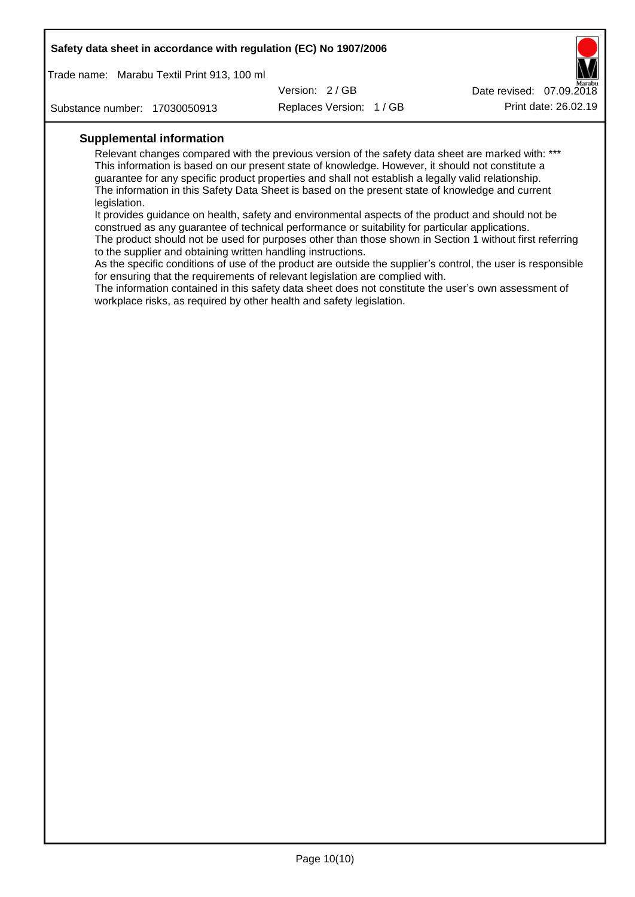### Supplemental information

Relevant changes compared with the previous version of the safety data sheet are marked with: ***
This information is based on our present state of knowledge. However, it should not constitute a guarantee for any specific product properties and shall not establish a legally valid relationship.
The information in this Safety Data Sheet is based on the present state of knowledge and current legislation.
It provides guidance on health, safety and environmental aspects of the product and should not be construed as any guarantee of technical performance or suitability for particular applications.
The product should not be used for purposes other than those shown in Section 1 without first referring to the supplier and obtaining written handling instructions.
As the specific conditions of use of the product are outside the supplier's control, the user is responsible for ensuring that the requirements of relevant legislation are complied with.
The information contained in this safety data sheet does not constitute the user's own assessment of workplace risks, as required by other health and safety legislation.